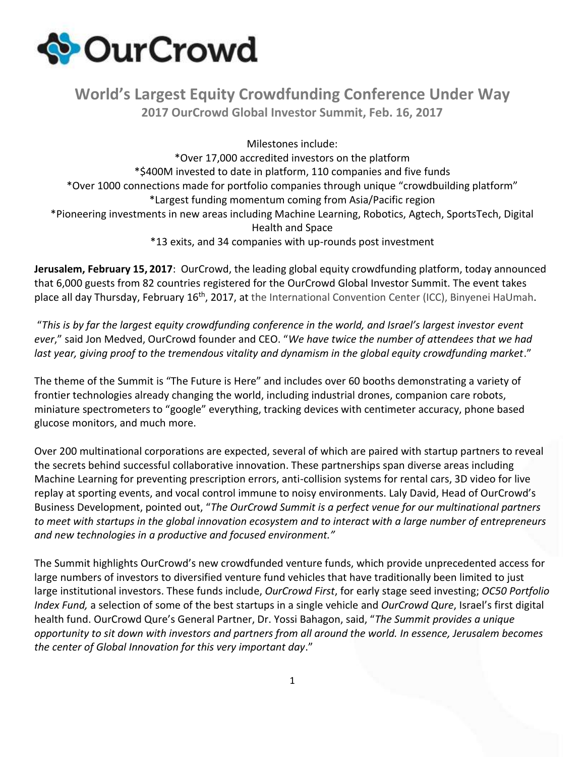OurCrowd

# World's Largest Equity Crowdfunding Conference Under Way

**2017 OurCrowd Global Investor Summit, Feb. 16, 2017**

Milestones include:

*Over 17,000 accredited investors on the platform

*$400M invested to date in platform, 110 companies and five funds

*Over 1000 connections made for portfolio companies through unique "crowdbuilding platform"

*Largest funding momentum coming from Asia/Pacific region

*Pioneering investments in new areas including Machine Learning, Robotics, Agtech, SportsTech, Digital Health and Space

*13 exits, and 34 companies with up-rounds post investment

**Jerusalem, February 15, 2017**: OurCrowd, the leading global equity crowdfunding platform, today announced that 6,000 guests from 82 countries registered for the OurCrowd Global Investor Summit. The event takes place all day Thursday, February 16th, 2017, at the International Convention Center (ICC), Binyenei HaUmah.

"*This is by far the largest equity crowdfunding conference in the world, and Israel's largest investor event ever*," said Jon Medved, OurCrowd founder and CEO. "*We have twice the number of attendees that we had last year, giving proof to the tremendous vitality and dynamism in the global equity crowdfunding market*."

The theme of the Summit is "The Future is Here" and includes over 60 booths demonstrating a variety of frontier technologies already changing the world, including industrial drones, companion care robots, miniature spectrometers to "google" everything, tracking devices with centimeter accuracy, phone based glucose monitors, and much more.

Over 200 multinational corporations are expected, several of which are paired with startup partners to reveal the secrets behind successful collaborative innovation. These partnerships span diverse areas including Machine Learning for preventing prescription errors, anti-collision systems for rental cars, 3D video for live replay at sporting events, and vocal control immune to noisy environments. Laly David, Head of OurCrowd's Business Development, pointed out, "*The OurCrowd Summit is a perfect venue for our multinational partners to meet with startups in the global innovation ecosystem and to interact with a large number of entrepreneurs and new technologies in a productive and focused environment."*

The Summit highlights OurCrowd's new crowdfunded venture funds, which provide unprecedented access for large numbers of investors to diversified venture fund vehicles that have traditionally been limited to just large institutional investors. These funds include, *OurCrowd First*, for early stage seed investing; *OC50 Portfolio Index Fund,* a selection of some of the best startups in a single vehicle and *OurCrowd Qure*, Israel's first digital health fund. OurCrowd Qure's General Partner, Dr. Yossi Bahagon, said, "*The Summit provides a unique opportunity to sit down with investors and partners from all around the world. In essence, Jerusalem becomes the center of Global Innovation for this very important day*."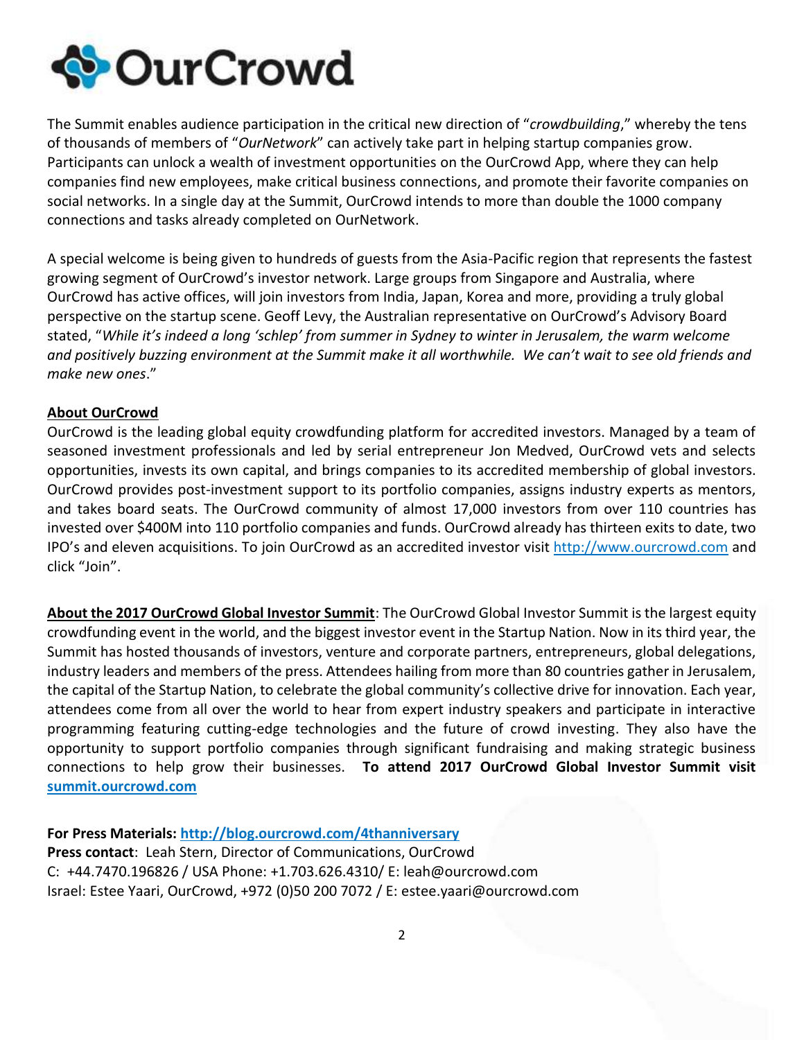The Summit enables audience participation in the critical new direction of "*crowdbuilding*," whereby the tens of thousands of members of "*OurNetwork*" can actively take part in helping startup companies grow. Participants can unlock a wealth of investment opportunities on the OurCrowd App, where they can help companies find new employees, make critical business connections, and promote their favorite companies on social networks. In a single day at the Summit, OurCrowd intends to more than double the 1000 company connections and tasks already completed on OurNetwork.

A special welcome is being given to hundreds of guests from the Asia-Pacific region that represents the fastest growing segment of OurCrowd's investor network. Large groups from Singapore and Australia, where OurCrowd has active offices, will join investors from India, Japan, Korea and more, providing a truly global perspective on the startup scene. Geoff Levy, the Australian representative on OurCrowd's Advisory Board stated, "*While it's indeed a long 'schlep' from summer in Sydney to winter in Jerusalem, the warm welcome and positively buzzing environment at the Summit make it all worthwhile. We can't wait to see old friends and make new ones*."

**About OurCrowd**

OurCrowd is the leading global equity crowdfunding platform for accredited investors. Managed by a team of seasoned investment professionals and led by serial entrepreneur Jon Medved, OurCrowd vets and selects opportunities, invests its own capital, and brings companies to its accredited membership of global investors. OurCrowd provides post-investment support to its portfolio companies, assigns industry experts as mentors, and takes board seats. The OurCrowd community of almost 17,000 investors from over 110 countries has invested over $400M into 110 portfolio companies and funds. OurCrowd already has thirteen exits to date, two IPO's and eleven acquisitions. To join OurCrowd as an accredited investor visit http://www.ourcrowd.com and click "Join".

**About the 2017 OurCrowd Global Investor Summit**: The OurCrowd Global Investor Summit is the largest equity crowdfunding event in the world, and the biggest investor event in the Startup Nation. Now in its third year, the Summit has hosted thousands of investors, venture and corporate partners, entrepreneurs, global delegations, industry leaders and members of the press. Attendees hailing from more than 80 countries gather in Jerusalem, the capital of the Startup Nation, to celebrate the global community's collective drive for innovation. Each year, attendees come from all over the world to hear from expert industry speakers and participate in interactive programming featuring cutting-edge technologies and the future of crowd investing. They also have the opportunity to support portfolio companies through significant fundraising and making strategic business connections to help grow their businesses. **To attend 2017 OurCrowd Global Investor Summit visit summit.ourcrowd.com**

**For Press Materials: http://blog.ourcrowd.com/4thanniversary**
**Press contact**: Leah Stern, Director of Communications, OurCrowd
C: +44.7470.196826 / USA Phone: +1.703.626.4310/ E: leah@ourcrowd.com
Israel: Estee Yaari, OurCrowd, +972 (0)50 200 7072 / E: estee.yaari@ourcrowd.com